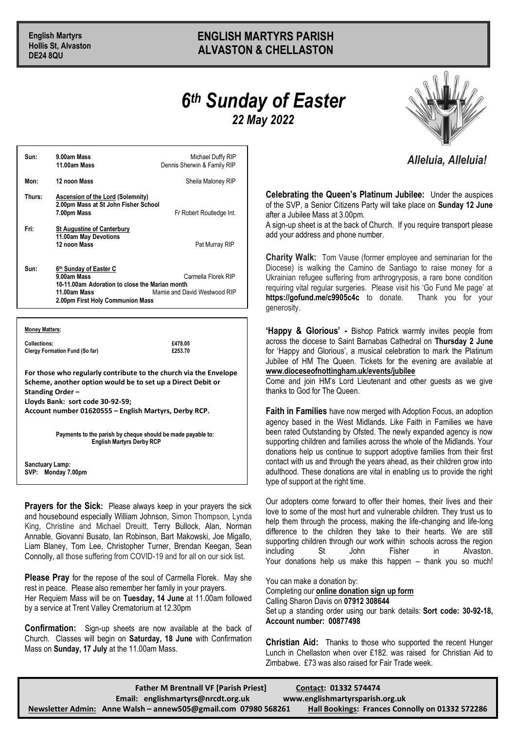**English Martyrs**
**Hollis St, Alvaston**
**DE24 8QU**

# ENGLISH MARTYRS PARISH
# ALVASTON & CHELLASTON

## *6th Sunday of Easter*
### *22 May 2022*

*Alleluia, Alleluia!*

| | | |
|---|---|---|
| **Sun:** | **9.00am Mass** | Michael Duffy RIP |
| | **11.00am Mass** | Dennis Sherwin & Family RIP |
| **Mon:** | **12 noon Mass** | Sheila Maloney RIP |
| **Thurs:** | **Ascension of the Lord (Solemnity)** | |
| | **2.00pm Mass at St John Fisher School** | |
| | **7.00pm Mass** | Fr Robert Routledge Int. |
| **Fri:** | **St Augustine of Canterbury** | |
| | **11.00am May Devotions** | |
| | **12 noon Mass** | Pat Murray RIP |
| **Sun:** | **6th Sunday of Easter C** | |
| | **9.00am Mass** | Carmella Florek RIP |
| | **10-11.00am Adoration to close the Marian month** | |
| | **11.00am Mass** | Mamie and David Westwood RIP |
| | **2.00pm First Holy Communion Mass** | |

**Money Matters:**

| | |
|---|---|
| **Collections:** | **£478.05** |
| **Clergy Formation Fund (So far)** | **£253.70** |

**For those who regularly contribute to the church via the Envelope Scheme, another option would be to set up a Direct Debit or Standing Order –**
**Lloyds Bank: sort code 30-92-59;**
**Account number 01620555 – English Martyrs, Derby RCP.**

**Payments to the parish by cheque should be made payable to: English Martyrs Derby RCP**

**Sanctuary Lamp:**
**SVP: Monday 7.00pm**

**Prayers for the Sick:** Please always keep in your prayers the sick and housebound especially William Johnson, Simon Thompson, Lynda King, Christine and Michael Dreuitt, Terry Bullock, Alan, Norman Annable, Giovanni Busato, Ian Robinson, Bart Makowski, Joe Migallo, Liam Blaney, Tom Lee, Christopher Turner, Brendan Keegan, Sean Connolly, all those suffering from COVID-19 and for all on our sick list.

**Please Pray** for the repose of the soul of Carmella Florek. May she rest in peace. Please also remember her family in your prayers. Her Requiem Mass will be on **Tuesday, 14 June** at 11.00am followed by a service at Trent Valley Crematorium at 12.30pm

**Confirmation:** Sign-up sheets are now available at the back of Church. Classes will begin on **Saturday, 18 June** with Confirmation Mass on **Sunday, 17 July** at the 11.00am Mass.

**Celebrating the Queen's Platinum Jubilee:** Under the auspices of the SVP, a Senior Citizens Party will take place on **Sunday 12 June** after a Jubilee Mass at 3.00pm.
A sign-up sheet is at the back of Church. If you require transport please add your address and phone number.

**Charity Walk:** Tom Vause (former employee and seminarian for the Diocese) is walking the Camino de Santiago to raise money for a Ukrainian refugee suffering from arthrogryposis, a rare bone condition requiring vital regular surgeries. Please visit his 'Go Fund Me page' at **https://gofund.me/c9905c4c** to donate. Thank you for your generosity.

**'Happy & Glorious' -** Bishop Patrick warmly invites people from across the diocese to Saint Barnabas Cathedral on **Thursday 2 June** for 'Happy and Glorious', a musical celebration to mark the Platinum Jubilee of HM The Queen. Tickets for the evening are available at **www.dioceseofnottingham.uk/events/jubilee**
Come and join HM's Lord Lieutenant and other guests as we give thanks to God for The Queen.

**Faith in Families** have now merged with Adoption Focus, an adoption agency based in the West Midlands. Like Faith in Families we have been rated Outstanding by Ofsted. The newly expanded agency is now supporting children and families across the whole of the Midlands. Your donations help us continue to support adoptive families from their first contact with us and through the years ahead, as their children grow into adulthood. These donations are vital in enabling us to provide the right type of support at the right time.

Our adopters come forward to offer their homes, their lives and their love to some of the most hurt and vulnerable children. They trust us to help them through the process, making the life-changing and life-long difference to the children they take to their hearts. We are still supporting children through our work within schools across the region including St John Fisher in Alvaston. Your donations help us make this happen – thank you so much!

You can make a donation by:
Completing our **online donation sign up form**
Calling Sharon Davis on **07912 308644**
Set up a standing order using our bank details: **Sort code: 30-92-18, Account number: 00877498**

**Christian Aid:** Thanks to those who supported the recent Hunger Lunch in Chellaston when over £182. was raised for Christian Aid to Zimbabwe. £73 was also raised for Fair Trade week.

**Father M Brentnall VF [Parish Priest]** **Contact: 01332 574474**
**Email: englishmartyrs@nrcdt.org.uk** **www.englishmartyrsparish.org.uk**
**Newsletter Admin: Anne Walsh – annew505@gmail.com 07980 568261** **Hall Bookings: Frances Connolly on 01332 572286**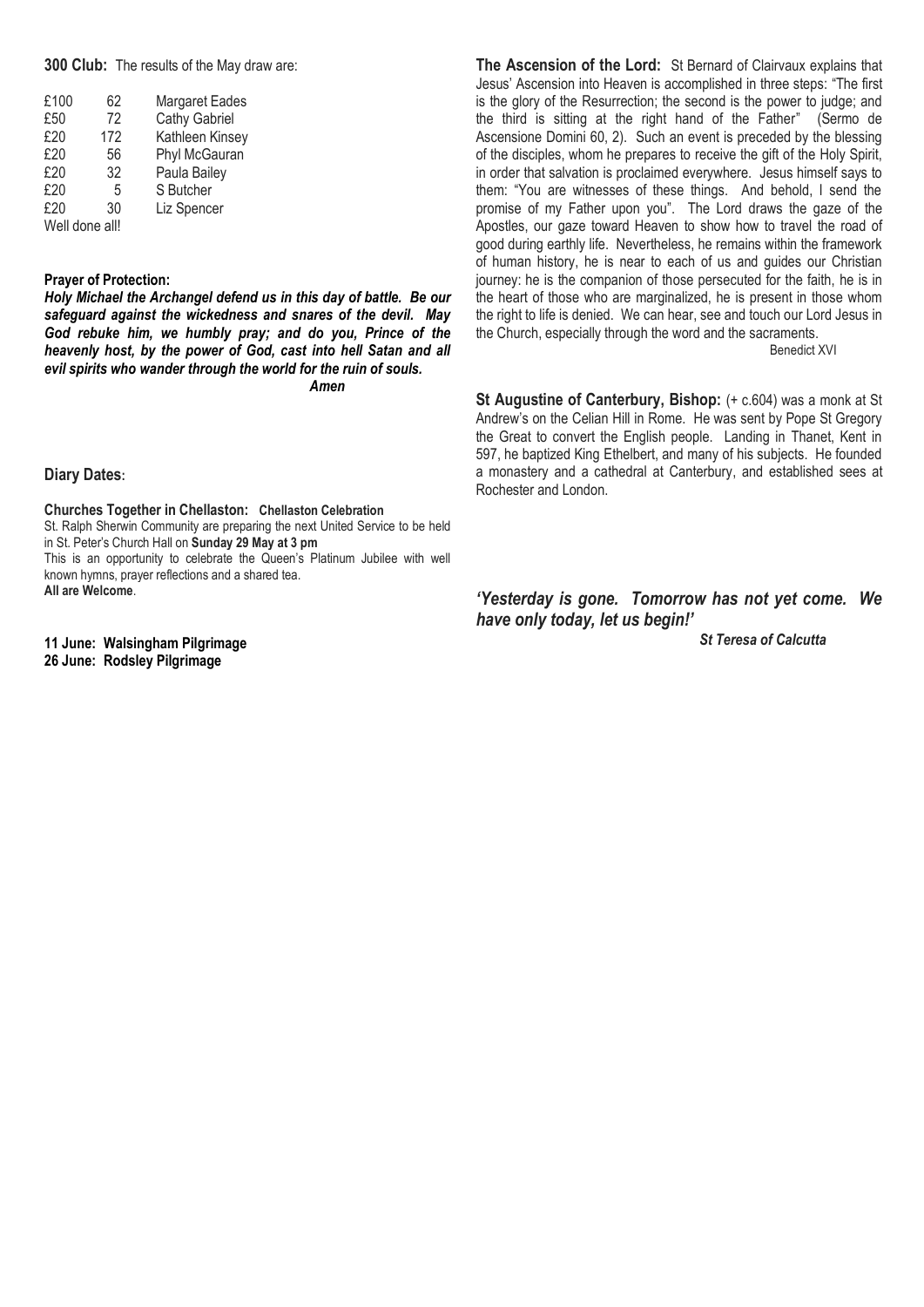**300 Club:** The results of the May draw are:

| | | |
|---|---|---|
| £100 | 62 | Margaret Eades |
| £50 | 72 | Cathy Gabriel |
| £20 | 172 | Kathleen Kinsey |
| £20 | 56 | Phyl McGauran |
| £20 | 32 | Paula Bailey |
| £20 | 5 | S Butcher |
| £20 | 30 | Liz Spencer |

Well done all!

**Prayer of Protection:**

***Holy Michael the Archangel defend us in this day of battle. Be our safeguard against the wickedness and snares of the devil. May God rebuke him, we humbly pray; and do you, Prince of the heavenly host, by the power of God, cast into hell Satan and all evil spirits who wander through the world for the ruin of souls.***

***Amen***

**Diary Dates:**

**Churches Together in Chellaston: Chellaston Celebration**

St. Ralph Sherwin Community are preparing the next United Service to be held in St. Peter's Church Hall on **Sunday 29 May at 3 pm**

This is an opportunity to celebrate the Queen's Platinum Jubilee with well known hymns, prayer reflections and a shared tea.

**All are Welcome**.

**11 June: Walsingham Pilgrimage**
**26 June: Rodsley Pilgrimage**

**The Ascension of the Lord:** St Bernard of Clairvaux explains that Jesus' Ascension into Heaven is accomplished in three steps: "The first is the glory of the Resurrection; the second is the power to judge; and the third is sitting at the right hand of the Father" (Sermo de Ascensione Domini 60, 2). Such an event is preceded by the blessing of the disciples, whom he prepares to receive the gift of the Holy Spirit, in order that salvation is proclaimed everywhere. Jesus himself says to them: "You are witnesses of these things. And behold, I send the promise of my Father upon you". The Lord draws the gaze of the Apostles, our gaze toward Heaven to show how to travel the road of good during earthly life. Nevertheless, he remains within the framework of human history, he is near to each of us and guides our Christian journey: he is the companion of those persecuted for the faith, he is in the heart of those who are marginalized, he is present in those whom the right to life is denied. We can hear, see and touch our Lord Jesus in the Church, especially through the word and the sacraments.

Benedict XVI

**St Augustine of Canterbury, Bishop:** (+ c.604) was a monk at St Andrew's on the Celian Hill in Rome. He was sent by Pope St Gregory the Great to convert the English people. Landing in Thanet, Kent in 597, he baptized King Ethelbert, and many of his subjects. He founded a monastery and a cathedral at Canterbury, and established sees at Rochester and London.

***'Yesterday is gone. Tomorrow has not yet come. We have only today, let us begin!'***

***St Teresa of Calcutta***